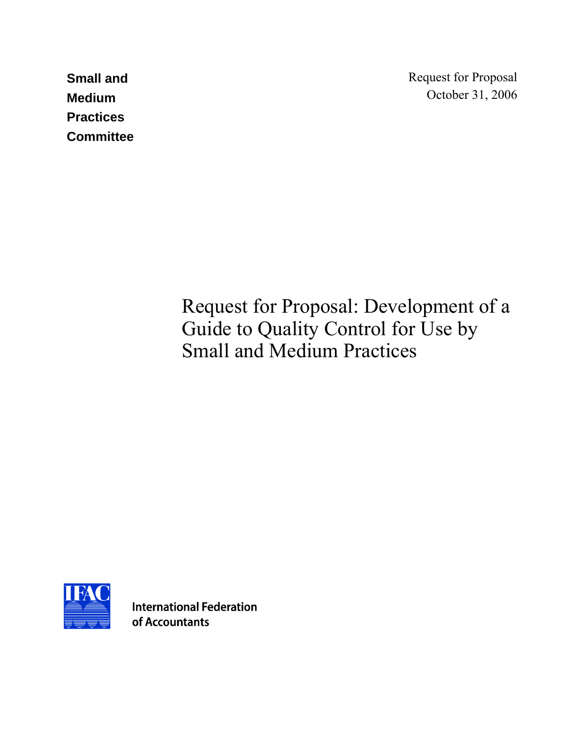**Small and Medium Practices Committee**

Request for Proposal
October 31, 2006

# Request for Proposal: Development of a Guide to Quality Control for Use by Small and Medium Practices

International Federation of Accountants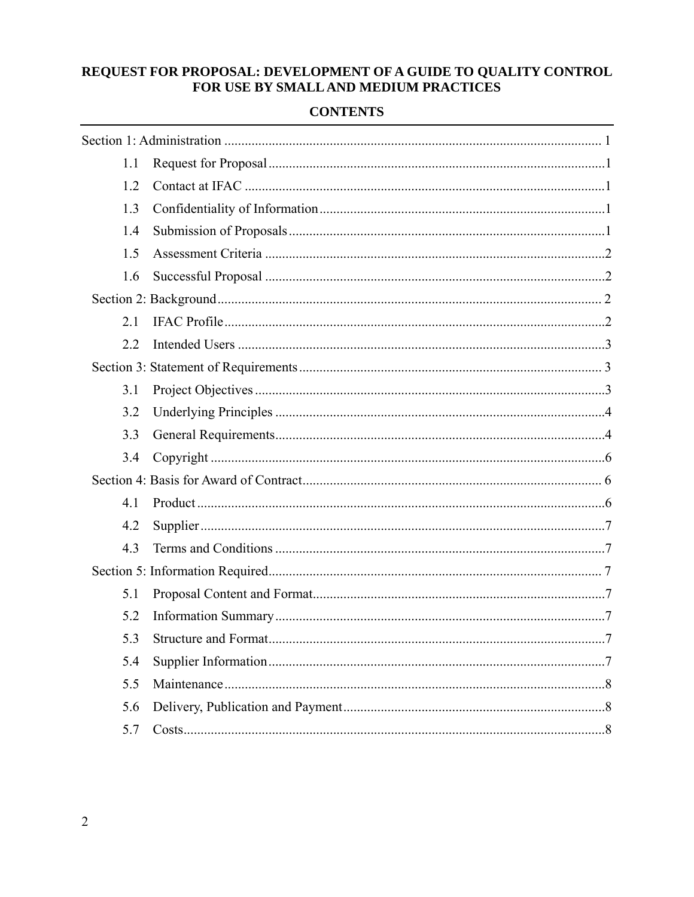# REQUEST FOR PROPOSAL: DEVELOPMENT OF A GUIDE TO QUALITY CONTROL FOR USE BY SMALL AND MEDIUM PRACTICES

## CONTENTS

Section 1: Administration .......... 1

- 1.1 Request for Proposal .......... 1
- 1.2 Contact at IFAC .......... 1
- 1.3 Confidentiality of Information .......... 1
- 1.4 Submission of Proposals .......... 1
- 1.5 Assessment Criteria .......... 2
- 1.6 Successful Proposal .......... 2

Section 2: Background .......... 2

- 2.1 IFAC Profile .......... 2
- 2.2 Intended Users .......... 3

Section 3: Statement of Requirements .......... 3

- 3.1 Project Objectives .......... 3
- 3.2 Underlying Principles .......... 4
- 3.3 General Requirements .......... 4
- 3.4 Copyright .......... 6

Section 4: Basis for Award of Contract .......... 6

- 4.1 Product .......... 6
- 4.2 Supplier .......... 7
- 4.3 Terms and Conditions .......... 7

Section 5: Information Required .......... 7

- 5.1 Proposal Content and Format .......... 7
- 5.2 Information Summary .......... 7
- 5.3 Structure and Format .......... 7
- 5.4 Supplier Information .......... 7
- 5.5 Maintenance .......... 8
- 5.6 Delivery, Publication and Payment .......... 8
- 5.7 Costs .......... 8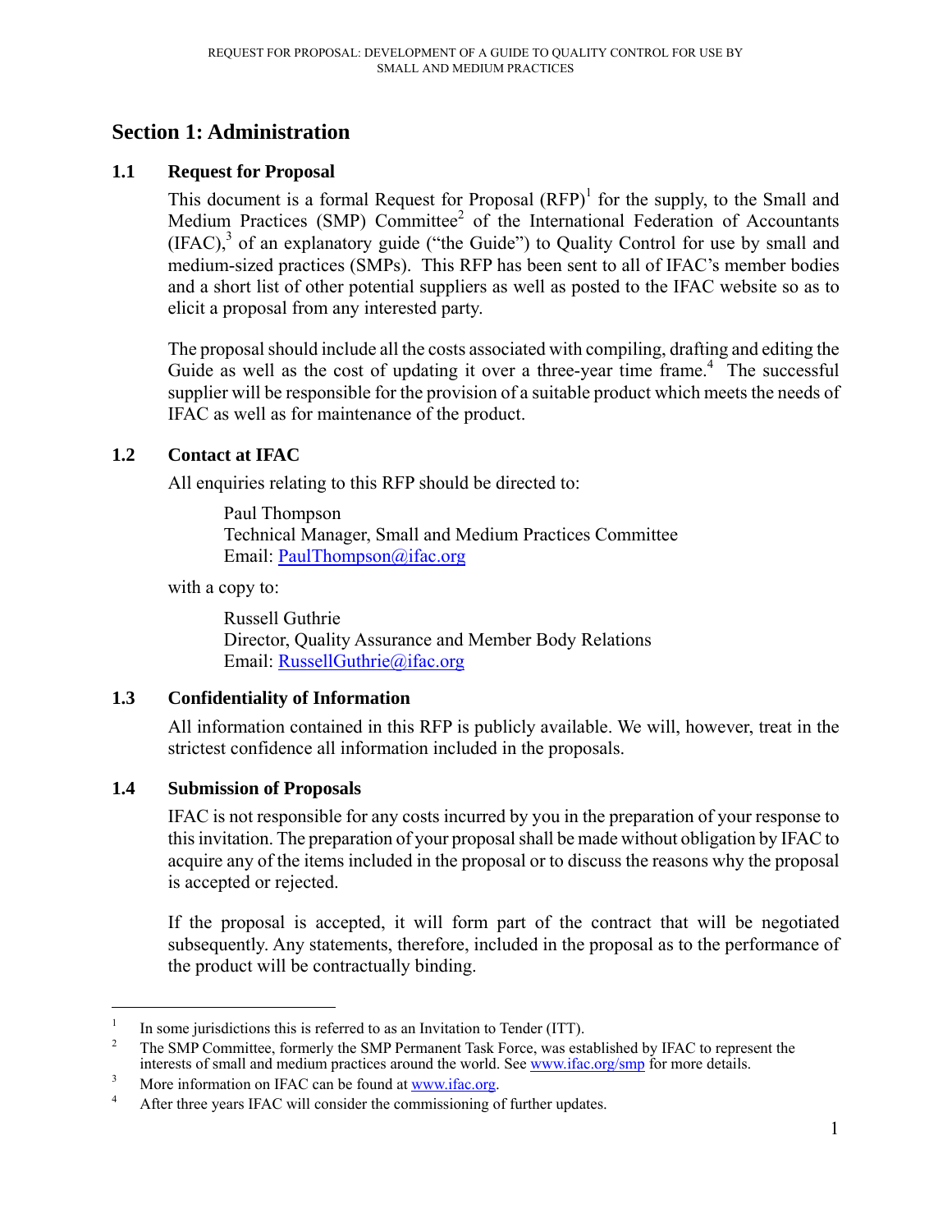# Section 1: Administration

## 1.1 Request for Proposal

This document is a formal Request for Proposal (RFP)[1] for the supply, to the Small and Medium Practices (SMP) Committee[2] of the International Federation of Accountants (IFAC),[3] of an explanatory guide ("the Guide") to Quality Control for use by small and medium-sized practices (SMPs). This RFP has been sent to all of IFAC's member bodies and a short list of other potential suppliers as well as posted to the IFAC website so as to elicit a proposal from any interested party.

The proposal should include all the costs associated with compiling, drafting and editing the Guide as well as the cost of updating it over a three-year time frame.[4] The successful supplier will be responsible for the provision of a suitable product which meets the needs of IFAC as well as for maintenance of the product.

## 1.2 Contact at IFAC

All enquiries relating to this RFP should be directed to:

> Paul Thompson
> Technical Manager, Small and Medium Practices Committee
> Email: PaulThompson@ifac.org

with a copy to:

> Russell Guthrie
> Director, Quality Assurance and Member Body Relations
> Email: RussellGuthrie@ifac.org

## 1.3 Confidentiality of Information

All information contained in this RFP is publicly available. We will, however, treat in the strictest confidence all information included in the proposals.

## 1.4 Submission of Proposals

IFAC is not responsible for any costs incurred by you in the preparation of your response to this invitation. The preparation of your proposal shall be made without obligation by IFAC to acquire any of the items included in the proposal or to discuss the reasons why the proposal is accepted or rejected.

If the proposal is accepted, it will form part of the contract that will be negotiated subsequently. Any statements, therefore, included in the proposal as to the performance of the product will be contractually binding.

---

[1] In some jurisdictions this is referred to as an Invitation to Tender (ITT).

[2] The SMP Committee, formerly the SMP Permanent Task Force, was established by IFAC to represent the interests of small and medium practices around the world. See www.ifac.org/smp for more details.

[3] More information on IFAC can be found at www.ifac.org.

[4] After three years IFAC will consider the commissioning of further updates.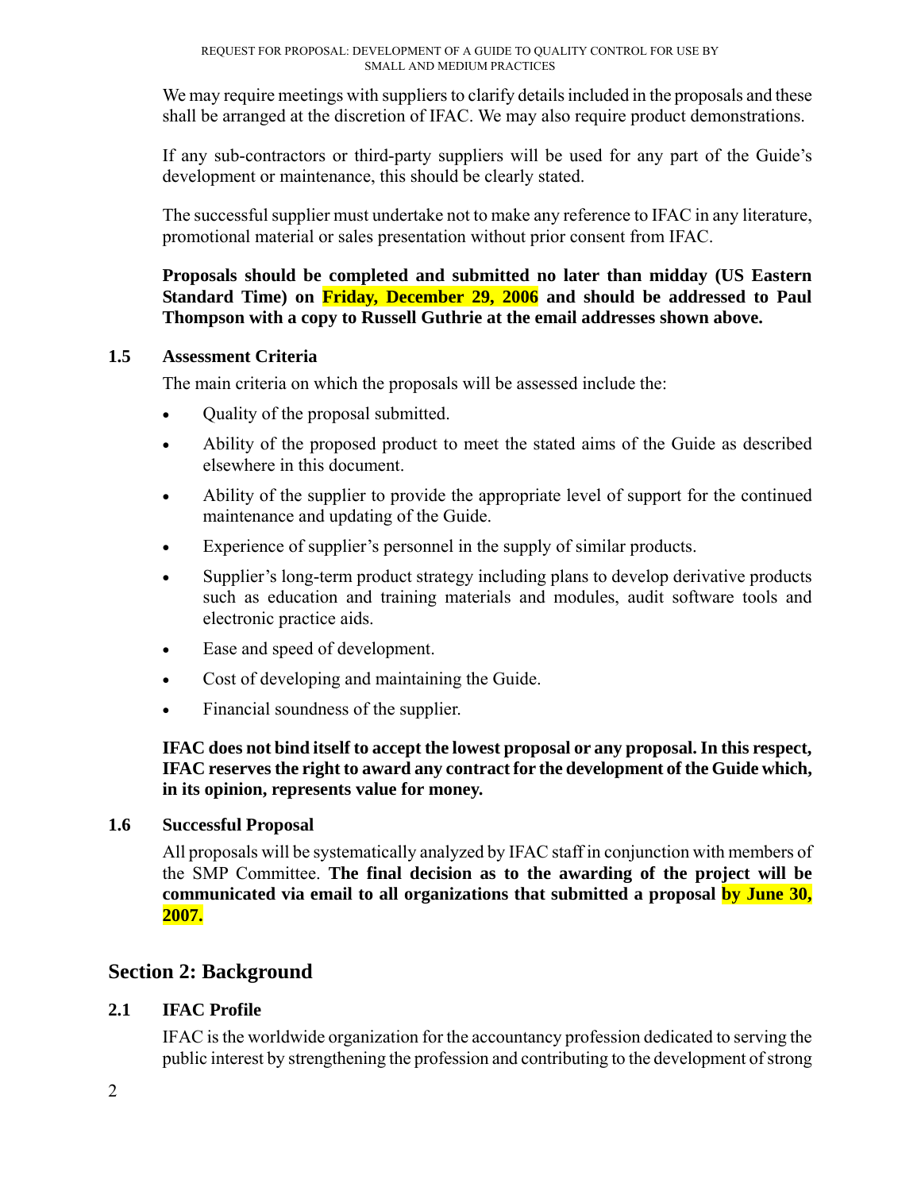We may require meetings with suppliers to clarify details included in the proposals and these shall be arranged at the discretion of IFAC. We may also require product demonstrations.

If any sub-contractors or third-party suppliers will be used for any part of the Guide's development or maintenance, this should be clearly stated.

The successful supplier must undertake not to make any reference to IFAC in any literature, promotional material or sales presentation without prior consent from IFAC.

**Proposals should be completed and submitted no later than midday (US Eastern Standard Time) on Friday, December 29, 2006 and should be addressed to Paul Thompson with a copy to Russell Guthrie at the email addresses shown above.**

### 1.5 Assessment Criteria

The main criteria on which the proposals will be assessed include the:

- Quality of the proposal submitted.
- Ability of the proposed product to meet the stated aims of the Guide as described elsewhere in this document.
- Ability of the supplier to provide the appropriate level of support for the continued maintenance and updating of the Guide.
- Experience of supplier's personnel in the supply of similar products.
- Supplier's long-term product strategy including plans to develop derivative products such as education and training materials and modules, audit software tools and electronic practice aids.
- Ease and speed of development.
- Cost of developing and maintaining the Guide.
- Financial soundness of the supplier.

**IFAC does not bind itself to accept the lowest proposal or any proposal. In this respect, IFAC reserves the right to award any contract for the development of the Guide which, in its opinion, represents value for money.**

### 1.6 Successful Proposal

All proposals will be systematically analyzed by IFAC staff in conjunction with members of the SMP Committee. **The final decision as to the awarding of the project will be communicated via email to all organizations that submitted a proposal by June 30, 2007.**

## Section 2: Background

### 2.1 IFAC Profile

IFAC is the worldwide organization for the accountancy profession dedicated to serving the public interest by strengthening the profession and contributing to the development of strong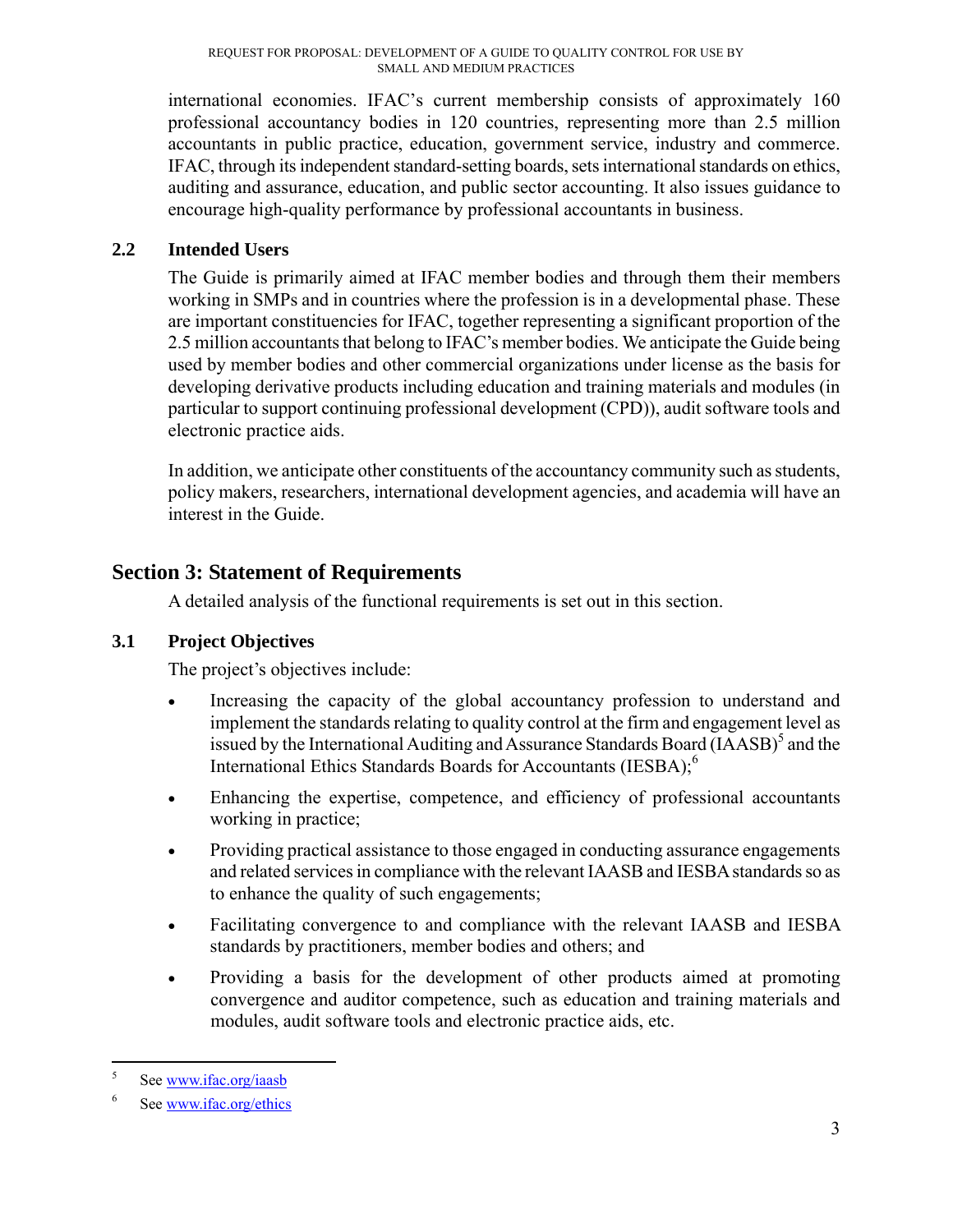international economies. IFAC's current membership consists of approximately 160 professional accountancy bodies in 120 countries, representing more than 2.5 million accountants in public practice, education, government service, industry and commerce. IFAC, through its independent standard-setting boards, sets international standards on ethics, auditing and assurance, education, and public sector accounting. It also issues guidance to encourage high-quality performance by professional accountants in business.

### 2.2 Intended Users

The Guide is primarily aimed at IFAC member bodies and through them their members working in SMPs and in countries where the profession is in a developmental phase. These are important constituencies for IFAC, together representing a significant proportion of the 2.5 million accountants that belong to IFAC's member bodies. We anticipate the Guide being used by member bodies and other commercial organizations under license as the basis for developing derivative products including education and training materials and modules (in particular to support continuing professional development (CPD)), audit software tools and electronic practice aids.

In addition, we anticipate other constituents of the accountancy community such as students, policy makers, researchers, international development agencies, and academia will have an interest in the Guide.

## Section 3: Statement of Requirements

A detailed analysis of the functional requirements is set out in this section.

### 3.1 Project Objectives

The project's objectives include:

- Increasing the capacity of the global accountancy profession to understand and implement the standards relating to quality control at the firm and engagement level as issued by the International Auditing and Assurance Standards Board (IAASB)[5] and the International Ethics Standards Boards for Accountants (IESBA);[6]
- Enhancing the expertise, competence, and efficiency of professional accountants working in practice;
- Providing practical assistance to those engaged in conducting assurance engagements and related services in compliance with the relevant IAASB and IESBA standards so as to enhance the quality of such engagements;
- Facilitating convergence to and compliance with the relevant IAASB and IESBA standards by practitioners, member bodies and others; and
- Providing a basis for the development of other products aimed at promoting convergence and auditor competence, such as education and training materials and modules, audit software tools and electronic practice aids, etc.

---

[5] See www.ifac.org/iaasb

[6] See www.ifac.org/ethics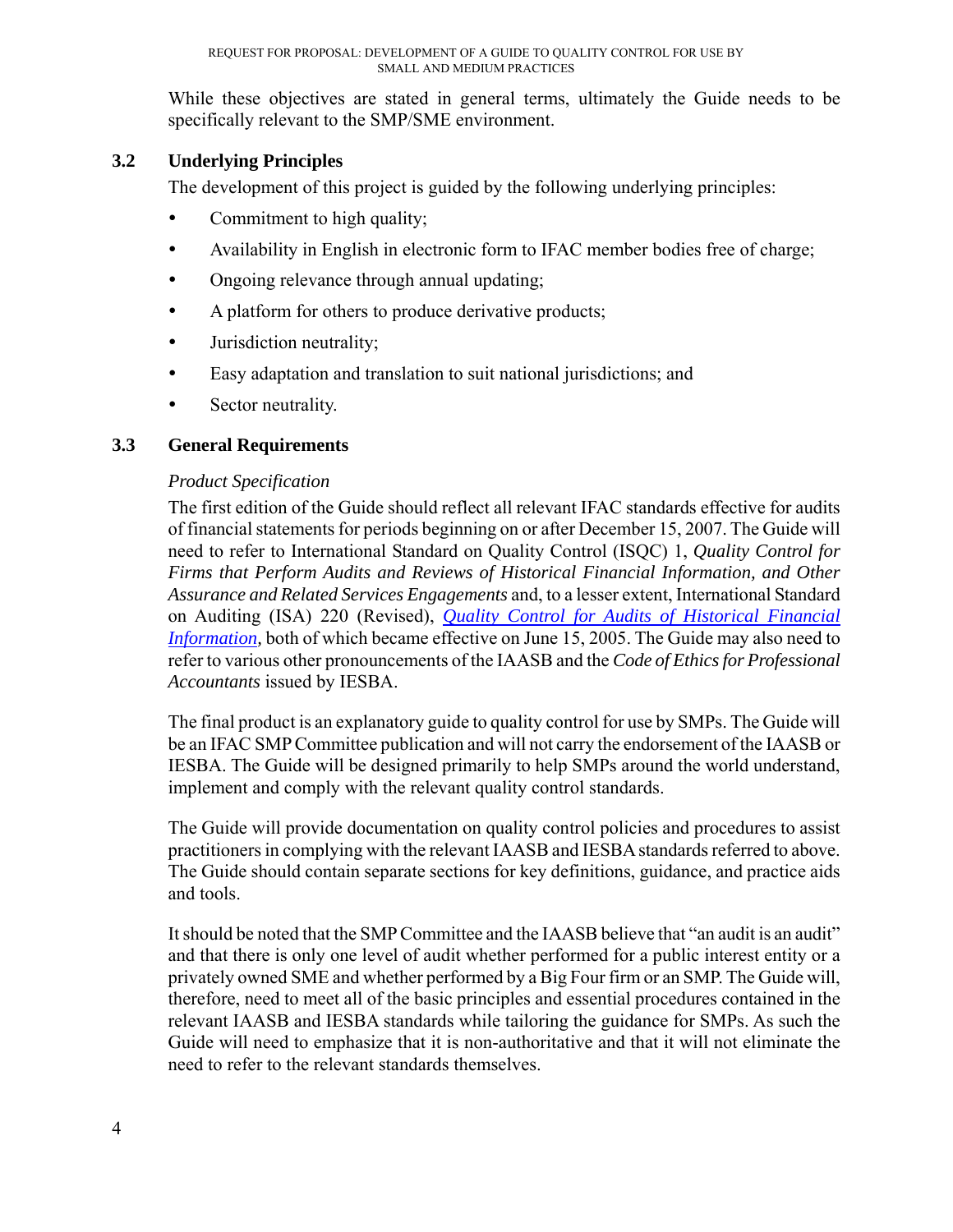While these objectives are stated in general terms, ultimately the Guide needs to be specifically relevant to the SMP/SME environment.

### 3.2 Underlying Principles

The development of this project is guided by the following underlying principles:

- Commitment to high quality;
- Availability in English in electronic form to IFAC member bodies free of charge;
- Ongoing relevance through annual updating;
- A platform for others to produce derivative products;
- Jurisdiction neutrality;
- Easy adaptation and translation to suit national jurisdictions; and
- Sector neutrality.

### 3.3 General Requirements

*Product Specification*

The first edition of the Guide should reflect all relevant IFAC standards effective for audits of financial statements for periods beginning on or after December 15, 2007. The Guide will need to refer to International Standard on Quality Control (ISQC) 1, *Quality Control for Firms that Perform Audits and Reviews of Historical Financial Information, and Other Assurance and Related Services Engagements* and, to a lesser extent, International Standard on Auditing (ISA) 220 (Revised), *Quality Control for Audits of Historical Financial Information*, both of which became effective on June 15, 2005. The Guide may also need to refer to various other pronouncements of the IAASB and the *Code of Ethics for Professional Accountants* issued by IESBA.

The final product is an explanatory guide to quality control for use by SMPs. The Guide will be an IFAC SMP Committee publication and will not carry the endorsement of the IAASB or IESBA. The Guide will be designed primarily to help SMPs around the world understand, implement and comply with the relevant quality control standards.

The Guide will provide documentation on quality control policies and procedures to assist practitioners in complying with the relevant IAASB and IESBA standards referred to above. The Guide should contain separate sections for key definitions, guidance, and practice aids and tools.

It should be noted that the SMP Committee and the IAASB believe that "an audit is an audit" and that there is only one level of audit whether performed for a public interest entity or a privately owned SME and whether performed by a Big Four firm or an SMP. The Guide will, therefore, need to meet all of the basic principles and essential procedures contained in the relevant IAASB and IESBA standards while tailoring the guidance for SMPs. As such the Guide will need to emphasize that it is non-authoritative and that it will not eliminate the need to refer to the relevant standards themselves.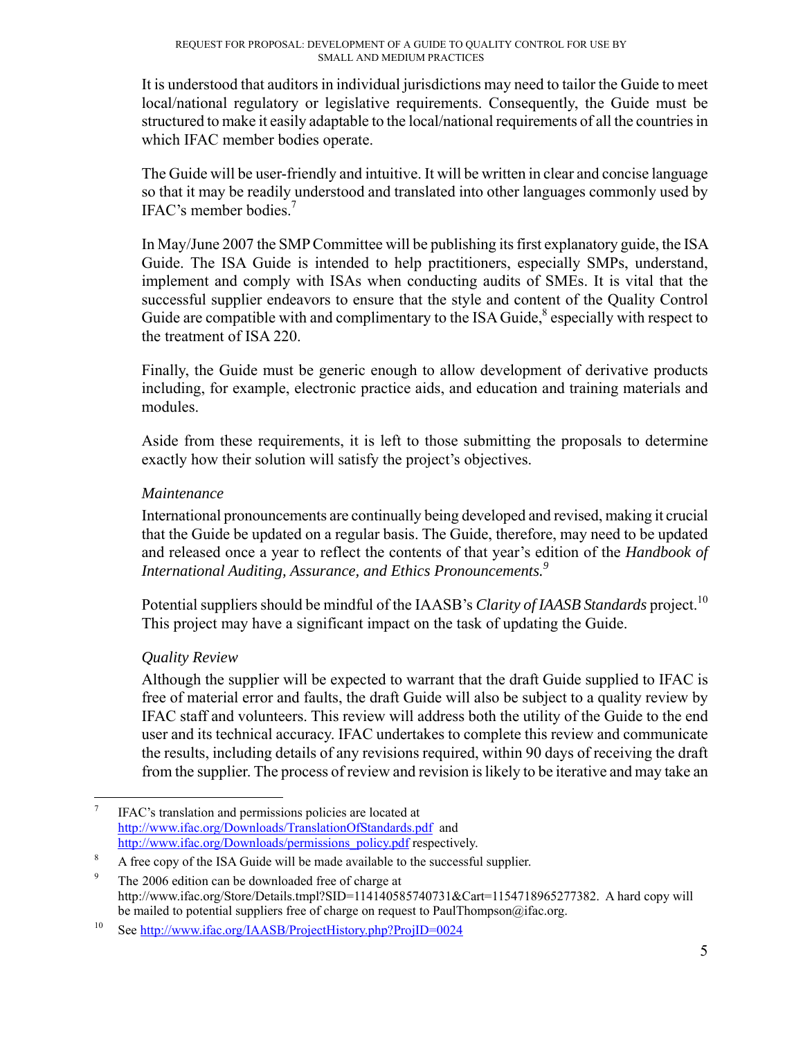It is understood that auditors in individual jurisdictions may need to tailor the Guide to meet local/national regulatory or legislative requirements. Consequently, the Guide must be structured to make it easily adaptable to the local/national requirements of all the countries in which IFAC member bodies operate.

The Guide will be user-friendly and intuitive. It will be written in clear and concise language so that it may be readily understood and translated into other languages commonly used by IFAC's member bodies.[7]

In May/June 2007 the SMP Committee will be publishing its first explanatory guide, the ISA Guide. The ISA Guide is intended to help practitioners, especially SMPs, understand, implement and comply with ISAs when conducting audits of SMEs. It is vital that the successful supplier endeavors to ensure that the style and content of the Quality Control Guide are compatible with and complimentary to the ISA Guide,[8] especially with respect to the treatment of ISA 220.

Finally, the Guide must be generic enough to allow development of derivative products including, for example, electronic practice aids, and education and training materials and modules.

Aside from these requirements, it is left to those submitting the proposals to determine exactly how their solution will satisfy the project's objectives.

*Maintenance*

International pronouncements are continually being developed and revised, making it crucial that the Guide be updated on a regular basis. The Guide, therefore, may need to be updated and released once a year to reflect the contents of that year's edition of the *Handbook of International Auditing, Assurance, and Ethics Pronouncements.*[9]

Potential suppliers should be mindful of the IAASB's *Clarity of IAASB Standards* project.[10] This project may have a significant impact on the task of updating the Guide.

*Quality Review*

Although the supplier will be expected to warrant that the draft Guide supplied to IFAC is free of material error and faults, the draft Guide will also be subject to a quality review by IFAC staff and volunteers. This review will address both the utility of the Guide to the end user and its technical accuracy. IFAC undertakes to complete this review and communicate the results, including details of any revisions required, within 90 days of receiving the draft from the supplier. The process of review and revision is likely to be iterative and may take an

---

[7] IFAC's translation and permissions policies are located at http://www.ifac.org/Downloads/TranslationOfStandards.pdf and http://www.ifac.org/Downloads/permissions_policy.pdf respectively.

[8] A free copy of the ISA Guide will be made available to the successful supplier.

[9] The 2006 edition can be downloaded free of charge at http://www.ifac.org/Store/Details.tmpl?SID=114140585740731&Cart=1154718965277382. A hard copy will be mailed to potential suppliers free of charge on request to PaulThompson@ifac.org.

[10] See http://www.ifac.org/IAASB/ProjectHistory.php?ProjID=0024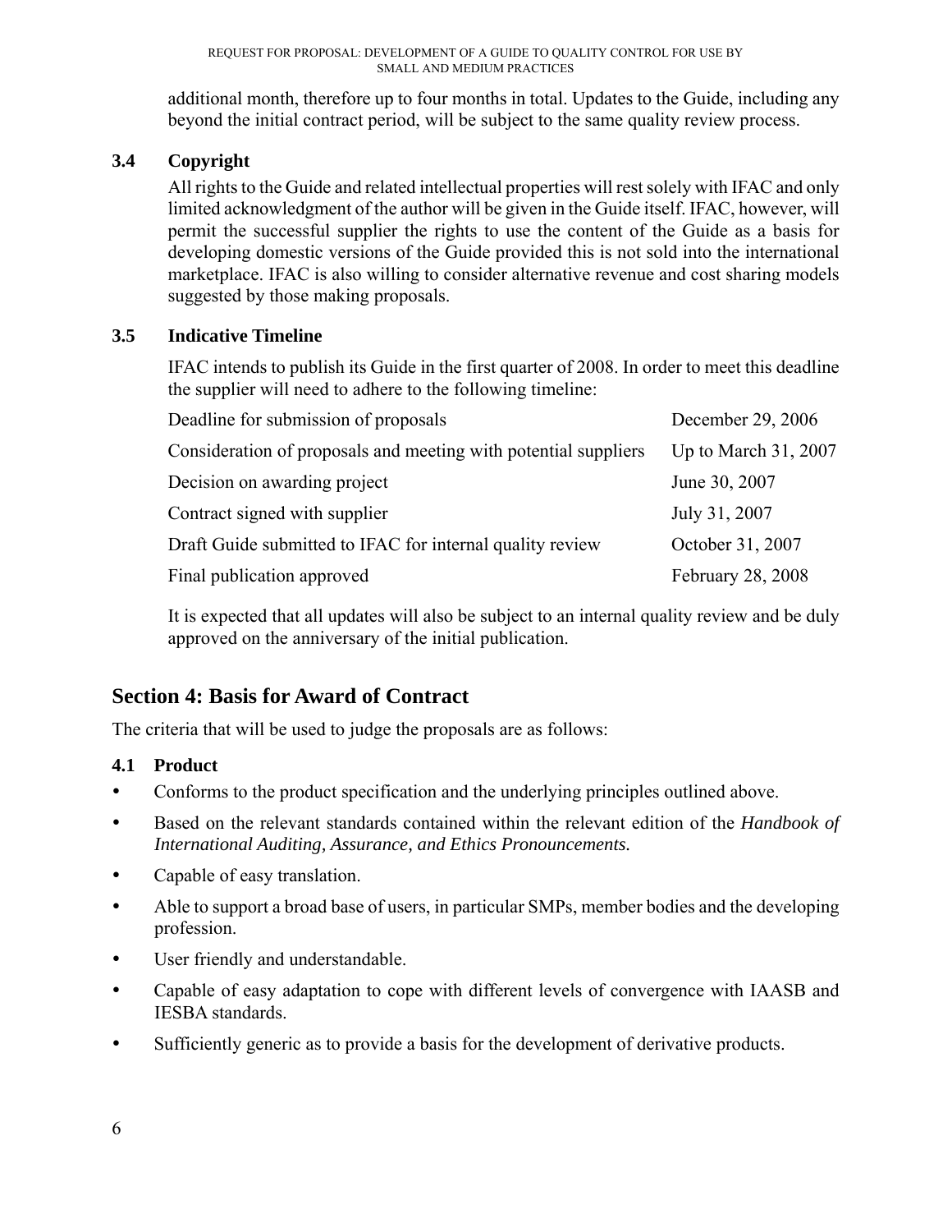additional month, therefore up to four months in total. Updates to the Guide, including any beyond the initial contract period, will be subject to the same quality review process.

### 3.4 Copyright

All rights to the Guide and related intellectual properties will rest solely with IFAC and only limited acknowledgment of the author will be given in the Guide itself. IFAC, however, will permit the successful supplier the rights to use the content of the Guide as a basis for developing domestic versions of the Guide provided this is not sold into the international marketplace. IFAC is also willing to consider alternative revenue and cost sharing models suggested by those making proposals.

### 3.5 Indicative Timeline

IFAC intends to publish its Guide in the first quarter of 2008. In order to meet this deadline the supplier will need to adhere to the following timeline:

| | |
|---|---|
| Deadline for submission of proposals | December 29, 2006 |
| Consideration of proposals and meeting with potential suppliers | Up to March 31, 2007 |
| Decision on awarding project | June 30, 2007 |
| Contract signed with supplier | July 31, 2007 |
| Draft Guide submitted to IFAC for internal quality review | October 31, 2007 |
| Final publication approved | February 28, 2008 |

It is expected that all updates will also be subject to an internal quality review and be duly approved on the anniversary of the initial publication.

## Section 4: Basis for Award of Contract

The criteria that will be used to judge the proposals are as follows:

### 4.1 Product

- Conforms to the product specification and the underlying principles outlined above.
- Based on the relevant standards contained within the relevant edition of the *Handbook of International Auditing, Assurance, and Ethics Pronouncements.*
- Capable of easy translation.
- Able to support a broad base of users, in particular SMPs, member bodies and the developing profession.
- User friendly and understandable.
- Capable of easy adaptation to cope with different levels of convergence with IAASB and IESBA standards.
- Sufficiently generic as to provide a basis for the development of derivative products.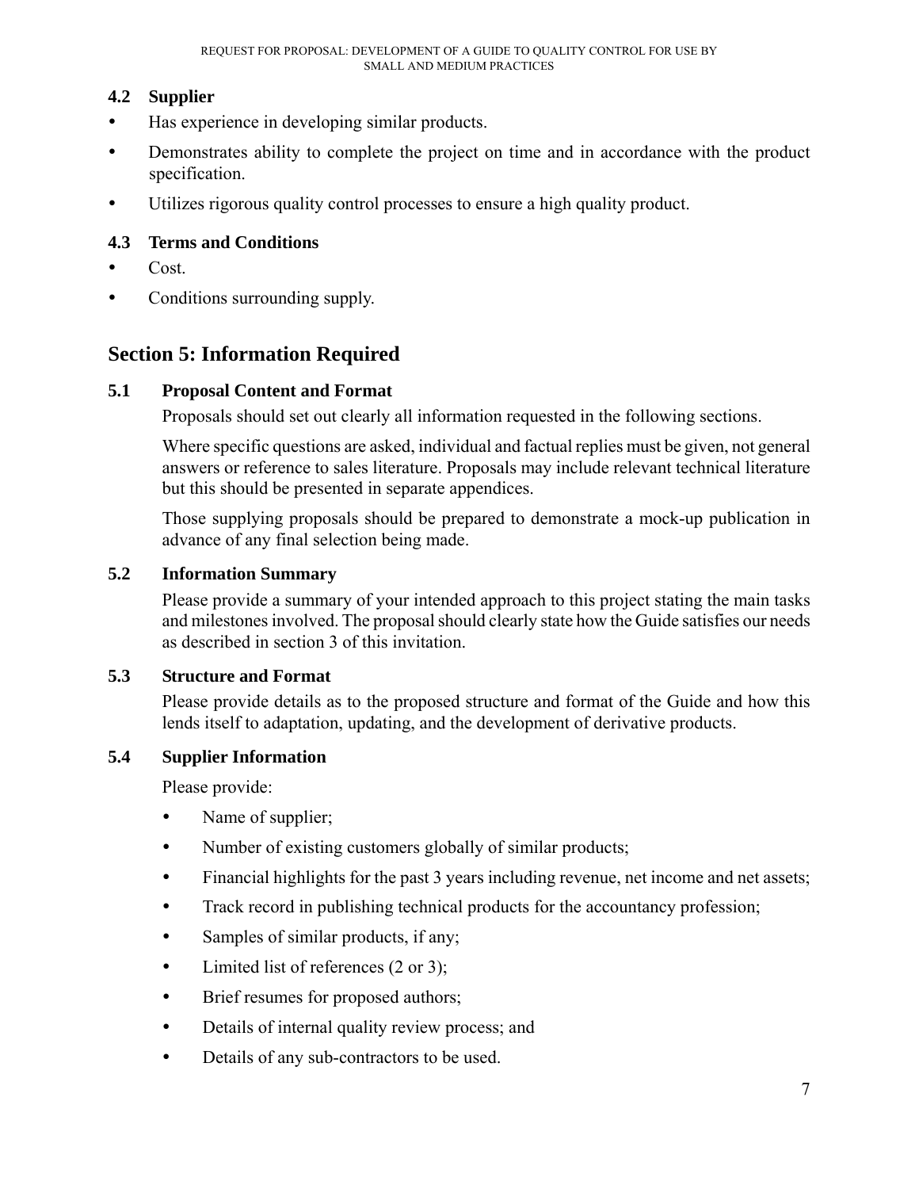### 4.2 Supplier

- Has experience in developing similar products.
- Demonstrates ability to complete the project on time and in accordance with the product specification.
- Utilizes rigorous quality control processes to ensure a high quality product.

### 4.3 Terms and Conditions

- Cost.
- Conditions surrounding supply.

## Section 5: Information Required

### 5.1 Proposal Content and Format

Proposals should set out clearly all information requested in the following sections.

Where specific questions are asked, individual and factual replies must be given, not general answers or reference to sales literature. Proposals may include relevant technical literature but this should be presented in separate appendices.

Those supplying proposals should be prepared to demonstrate a mock-up publication in advance of any final selection being made.

### 5.2 Information Summary

Please provide a summary of your intended approach to this project stating the main tasks and milestones involved. The proposal should clearly state how the Guide satisfies our needs as described in section 3 of this invitation.

### 5.3 Structure and Format

Please provide details as to the proposed structure and format of the Guide and how this lends itself to adaptation, updating, and the development of derivative products.

### 5.4 Supplier Information

Please provide:

- Name of supplier;
- Number of existing customers globally of similar products;
- Financial highlights for the past 3 years including revenue, net income and net assets;
- Track record in publishing technical products for the accountancy profession;
- Samples of similar products, if any;
- Limited list of references (2 or 3);
- Brief resumes for proposed authors;
- Details of internal quality review process; and
- Details of any sub-contractors to be used.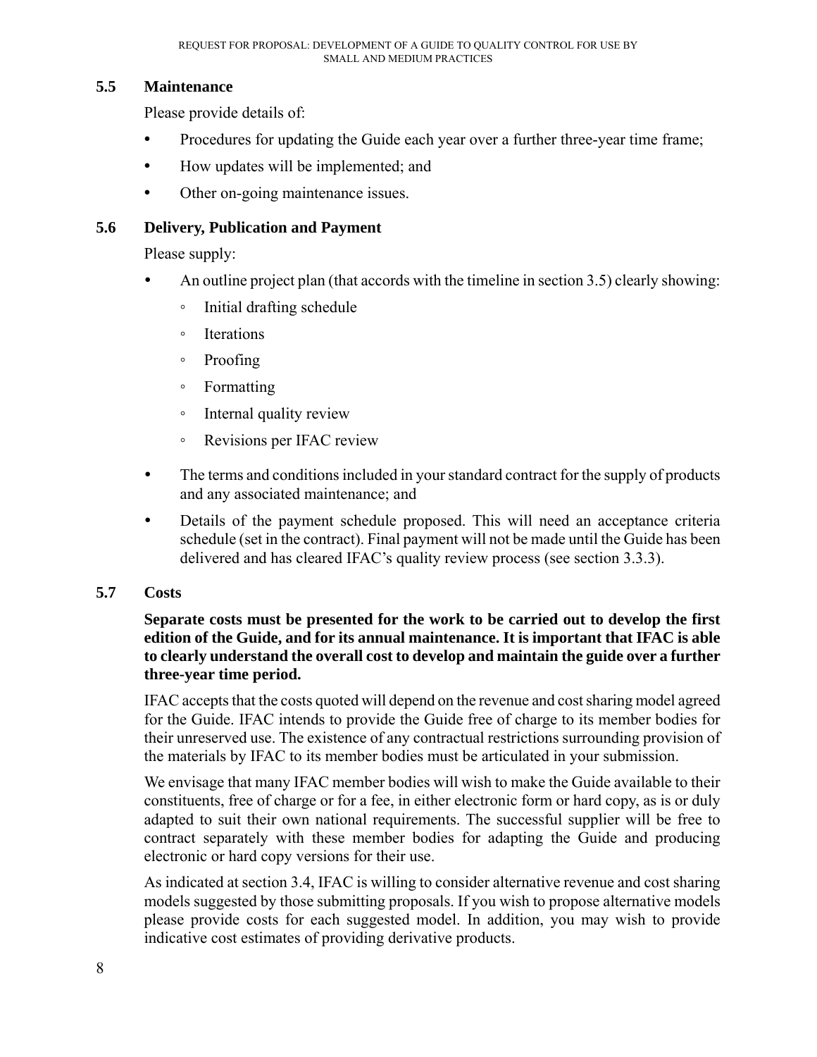### 5.5 Maintenance

Please provide details of:

- Procedures for updating the Guide each year over a further three-year time frame;
- How updates will be implemented; and
- Other on-going maintenance issues.

### 5.6 Delivery, Publication and Payment

Please supply:

- An outline project plan (that accords with the timeline in section 3.5) clearly showing:
  - Initial drafting schedule
  - Iterations
  - Proofing
  - Formatting
  - Internal quality review
  - Revisions per IFAC review
- The terms and conditions included in your standard contract for the supply of products and any associated maintenance; and
- Details of the payment schedule proposed. This will need an acceptance criteria schedule (set in the contract). Final payment will not be made until the Guide has been delivered and has cleared IFAC's quality review process (see section 3.3.3).

### 5.7 Costs

**Separate costs must be presented for the work to be carried out to develop the first edition of the Guide, and for its annual maintenance. It is important that IFAC is able to clearly understand the overall cost to develop and maintain the guide over a further three-year time period.**

IFAC accepts that the costs quoted will depend on the revenue and cost sharing model agreed for the Guide. IFAC intends to provide the Guide free of charge to its member bodies for their unreserved use. The existence of any contractual restrictions surrounding provision of the materials by IFAC to its member bodies must be articulated in your submission.

We envisage that many IFAC member bodies will wish to make the Guide available to their constituents, free of charge or for a fee, in either electronic form or hard copy, as is or duly adapted to suit their own national requirements. The successful supplier will be free to contract separately with these member bodies for adapting the Guide and producing electronic or hard copy versions for their use.

As indicated at section 3.4, IFAC is willing to consider alternative revenue and cost sharing models suggested by those submitting proposals. If you wish to propose alternative models please provide costs for each suggested model. In addition, you may wish to provide indicative cost estimates of providing derivative products.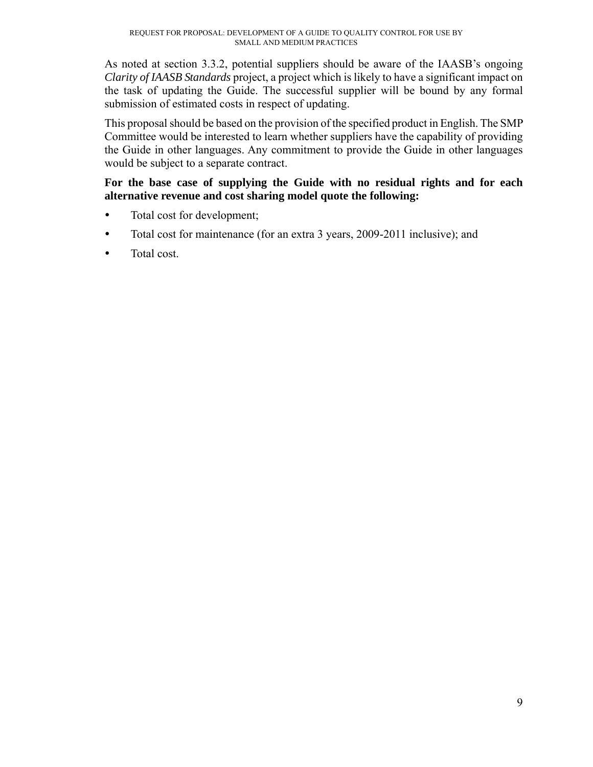As noted at section 3.3.2, potential suppliers should be aware of the IAASB's ongoing *Clarity of IAASB Standards* project, a project which is likely to have a significant impact on the task of updating the Guide. The successful supplier will be bound by any formal submission of estimated costs in respect of updating.

This proposal should be based on the provision of the specified product in English. The SMP Committee would be interested to learn whether suppliers have the capability of providing the Guide in other languages. Any commitment to provide the Guide in other languages would be subject to a separate contract.

**For the base case of supplying the Guide with no residual rights and for each alternative revenue and cost sharing model quote the following:**

- Total cost for development;
- Total cost for maintenance (for an extra 3 years, 2009-2011 inclusive); and
- Total cost.